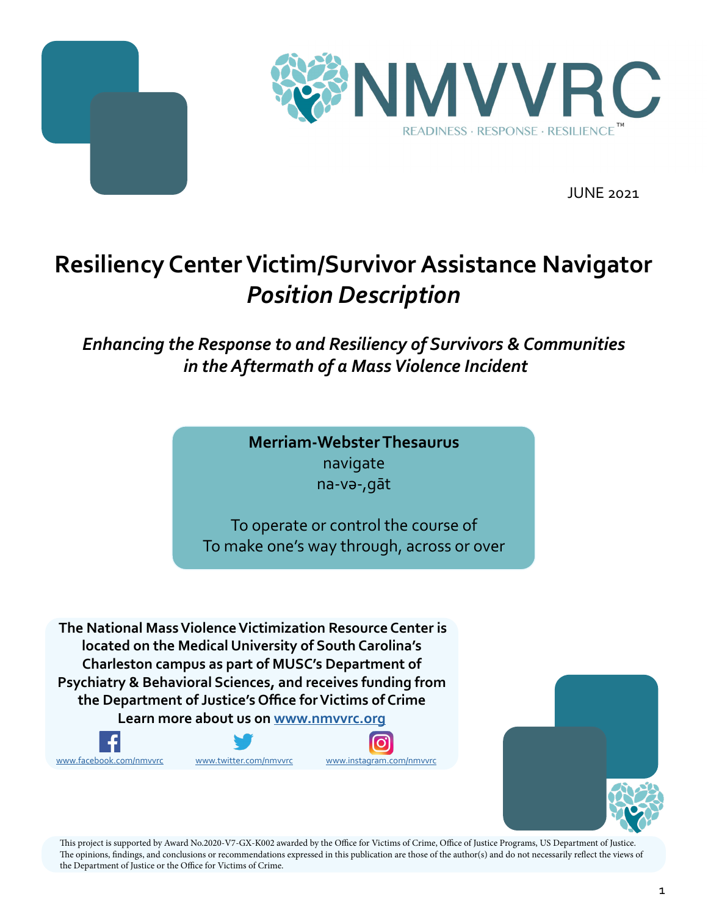NMVVRC

READINESS · RESPONSE · RESILIENCE™

JUNE 2021

# Resiliency Center Victim/Survivor Assistance Navigator *Position Description*

***Enhancing the Response to and Resiliency of Survivors & Communities in the Aftermath of a Mass Violence Incident***

**Merriam-Webster Thesaurus**
navigate
na-və-ˌgāt

To operate or control the course of
To make one's way through, across or over

**The National Mass Violence Victimization Resource Center is located on the Medical University of South Carolina's Charleston campus as part of MUSC's Department of Psychiatry & Behavioral Sciences, and receives funding from the Department of Justice's Office for Victims of Crime**
**Learn more about us on [www.nmvvrc.org](http://www.nmvvrc.org)**

[www.facebook.com/nmvvrc](http://www.facebook.com/nmvvrc) [www.twitter.com/nmvvrc](http://www.twitter.com/nmvvrc) [www.instagram.com/nmvvrc](http://www.instagram.com/nmvvrc)

This project is supported by Award No.2020-V7-GX-K002 awarded by the Office for Victims of Crime, Office of Justice Programs, US Department of Justice. The opinions, findings, and conclusions or recommendations expressed in this publication are those of the author(s) and do not necessarily reflect the views of the Department of Justice or the Office for Victims of Crime.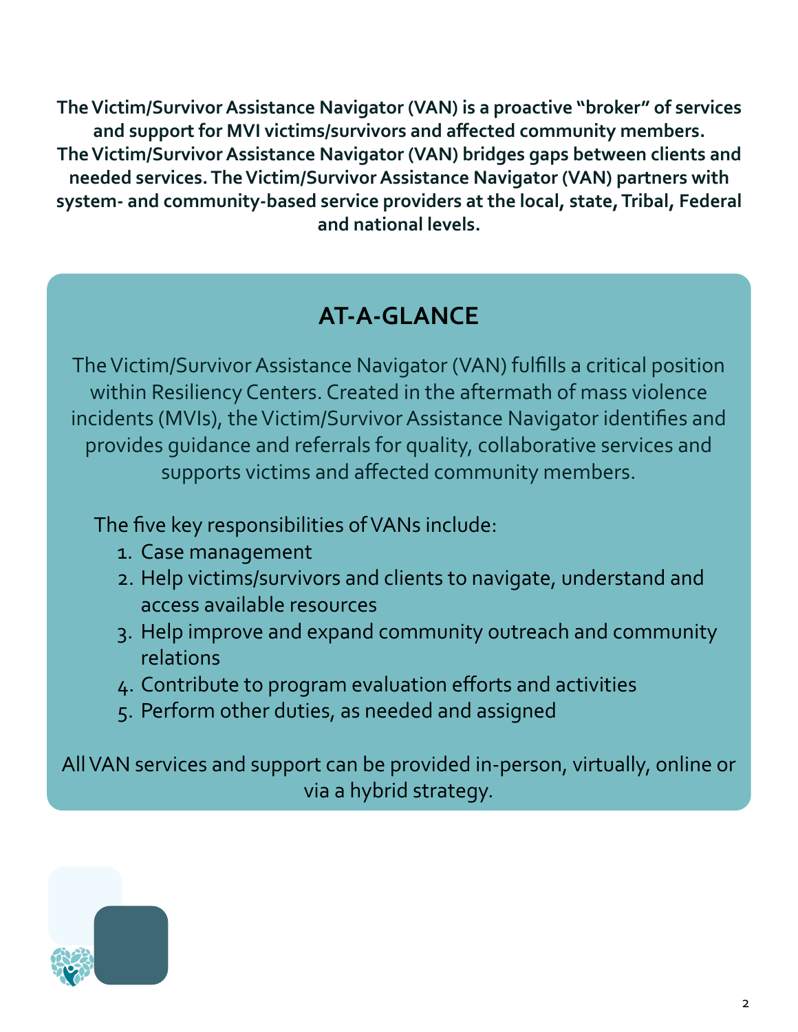**The Victim/Survivor Assistance Navigator (VAN) is a proactive "broker" of services and support for MVI victims/survivors and affected community members. The Victim/Survivor Assistance Navigator (VAN) bridges gaps between clients and needed services. The Victim/Survivor Assistance Navigator (VAN) partners with system- and community-based service providers at the local, state, Tribal, Federal and national levels.**

## AT-A-GLANCE

The Victim/Survivor Assistance Navigator (VAN) fulfills a critical position within Resiliency Centers. Created in the aftermath of mass violence incidents (MVIs), the Victim/Survivor Assistance Navigator identifies and provides guidance and referrals for quality, collaborative services and supports victims and affected community members.

The five key responsibilities of VANs include:

1. Case management
2. Help victims/survivors and clients to navigate, understand and access available resources
3. Help improve and expand community outreach and community relations
4. Contribute to program evaluation efforts and activities
5. Perform other duties, as needed and assigned

All VAN services and support can be provided in-person, virtually, online or via a hybrid strategy.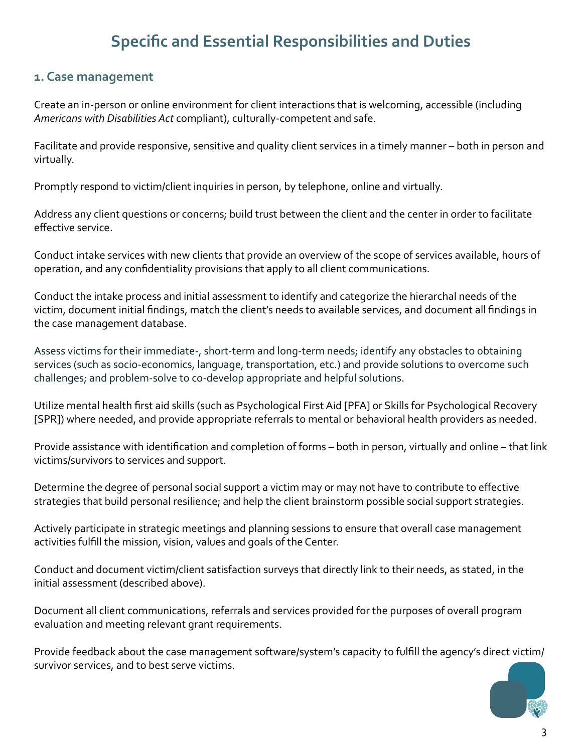## Specific and Essential Responsibilities and Duties

### 1. Case management

Create an in-person or online environment for client interactions that is welcoming, accessible (including *Americans with Disabilities Act* compliant), culturally-competent and safe.

Facilitate and provide responsive, sensitive and quality client services in a timely manner – both in person and virtually.

Promptly respond to victim/client inquiries in person, by telephone, online and virtually.

Address any client questions or concerns; build trust between the client and the center in order to facilitate effective service.

Conduct intake services with new clients that provide an overview of the scope of services available, hours of operation, and any confidentiality provisions that apply to all client communications.

Conduct the intake process and initial assessment to identify and categorize the hierarchal needs of the victim, document initial findings, match the client's needs to available services, and document all findings in the case management database.

Assess victims for their immediate-, short-term and long-term needs; identify any obstacles to obtaining services (such as socio-economics, language, transportation, etc.) and provide solutions to overcome such challenges; and problem-solve to co-develop appropriate and helpful solutions.

Utilize mental health first aid skills (such as Psychological First Aid [PFA] or Skills for Psychological Recovery [SPR]) where needed, and provide appropriate referrals to mental or behavioral health providers as needed.

Provide assistance with identification and completion of forms – both in person, virtually and online – that link victims/survivors to services and support.

Determine the degree of personal social support a victim may or may not have to contribute to effective strategies that build personal resilience; and help the client brainstorm possible social support strategies.

Actively participate in strategic meetings and planning sessions to ensure that overall case management activities fulfill the mission, vision, values and goals of the Center.

Conduct and document victim/client satisfaction surveys that directly link to their needs, as stated, in the initial assessment (described above).

Document all client communications, referrals and services provided for the purposes of overall program evaluation and meeting relevant grant requirements.

Provide feedback about the case management software/system's capacity to fulfill the agency's direct victim/survivor services, and to best serve victims.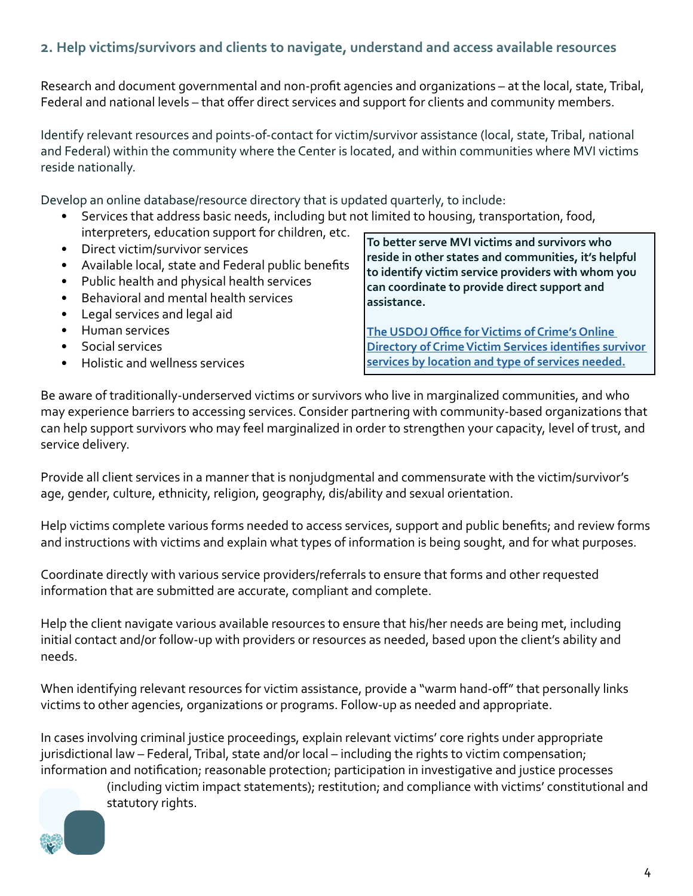## 2. Help victims/survivors and clients to navigate, understand and access available resources

Research and document governmental and non-profit agencies and organizations – at the local, state, Tribal, Federal and national levels – that offer direct services and support for clients and community members.

Identify relevant resources and points-of-contact for victim/survivor assistance (local, state, Tribal, national and Federal) within the community where the Center is located, and within communities where MVI victims reside nationally.

Develop an online database/resource directory that is updated quarterly, to include:

- Services that address basic needs, including but not limited to housing, transportation, food, interpreters, education support for children, etc.
- Direct victim/survivor services
- Available local, state and Federal public benefits
- Public health and physical health services
- Behavioral and mental health services
- Legal services and legal aid
- Human services
- Social services
- Holistic and wellness services

**To better serve MVI victims and survivors who reside in other states and communities, it's helpful to identify victim service providers with whom you can coordinate to provide direct support and assistance.**

**The USDOJ Office for Victims of Crime's Online Directory of Crime Victim Services identifies survivor services by location and type of services needed.**

Be aware of traditionally-underserved victims or survivors who live in marginalized communities, and who may experience barriers to accessing services. Consider partnering with community-based organizations that can help support survivors who may feel marginalized in order to strengthen your capacity, level of trust, and service delivery.

Provide all client services in a manner that is nonjudgmental and commensurate with the victim/survivor's age, gender, culture, ethnicity, religion, geography, dis/ability and sexual orientation.

Help victims complete various forms needed to access services, support and public benefits; and review forms and instructions with victims and explain what types of information is being sought, and for what purposes.

Coordinate directly with various service providers/referrals to ensure that forms and other requested information that are submitted are accurate, compliant and complete.

Help the client navigate various available resources to ensure that his/her needs are being met, including initial contact and/or follow-up with providers or resources as needed, based upon the client's ability and needs.

When identifying relevant resources for victim assistance, provide a "warm hand-off" that personally links victims to other agencies, organizations or programs. Follow-up as needed and appropriate.

In cases involving criminal justice proceedings, explain relevant victims' core rights under appropriate jurisdictional law – Federal, Tribal, state and/or local – including the rights to victim compensation; information and notification; reasonable protection; participation in investigative and justice processes (including victim impact statements); restitution; and compliance with victims' constitutional and statutory rights.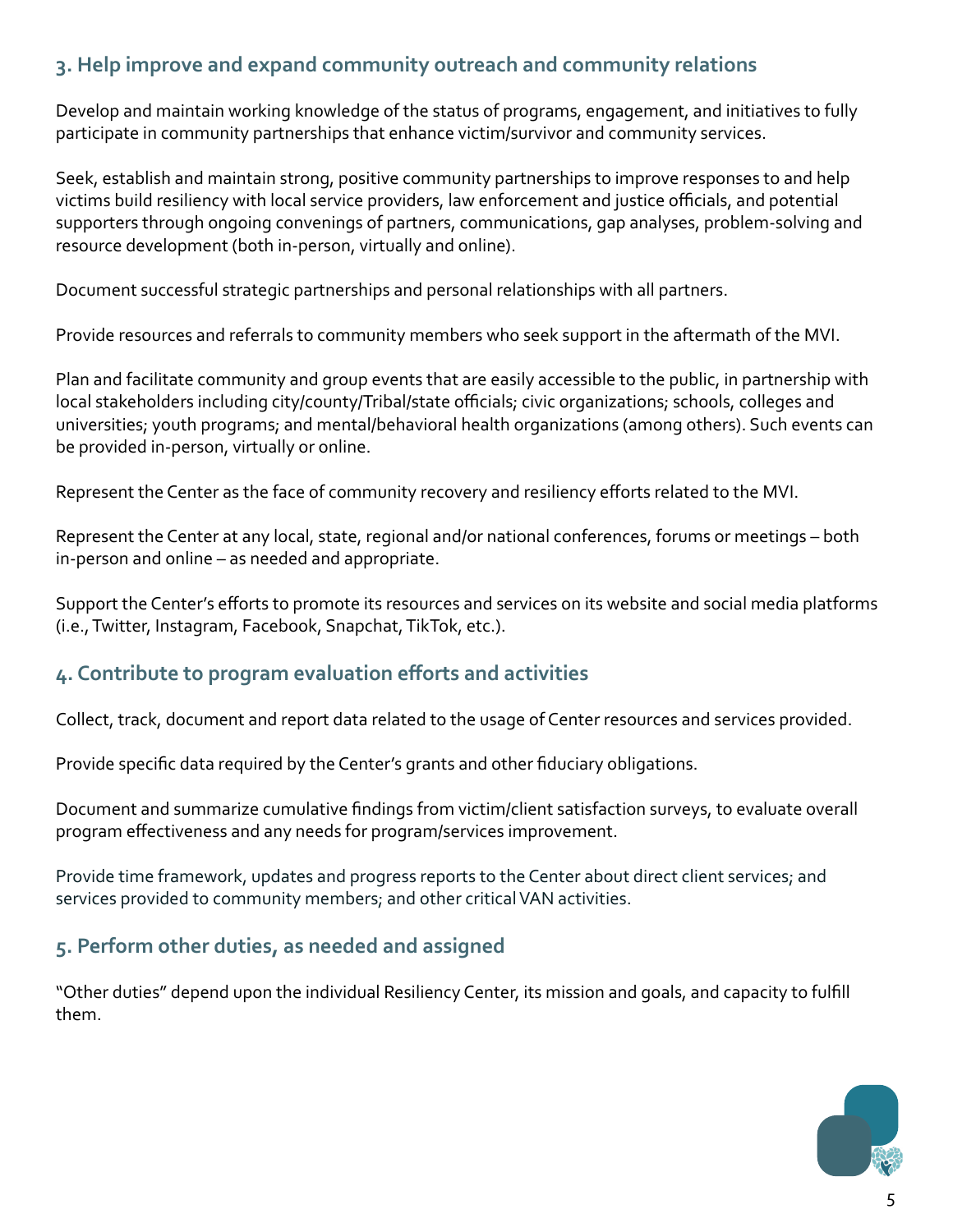## 3. Help improve and expand community outreach and community relations

Develop and maintain working knowledge of the status of programs, engagement, and initiatives to fully participate in community partnerships that enhance victim/survivor and community services.

Seek, establish and maintain strong, positive community partnerships to improve responses to and help victims build resiliency with local service providers, law enforcement and justice officials, and potential supporters through ongoing convenings of partners, communications, gap analyses, problem-solving and resource development (both in-person, virtually and online).

Document successful strategic partnerships and personal relationships with all partners.

Provide resources and referrals to community members who seek support in the aftermath of the MVI.

Plan and facilitate community and group events that are easily accessible to the public, in partnership with local stakeholders including city/county/Tribal/state officials; civic organizations; schools, colleges and universities; youth programs; and mental/behavioral health organizations (among others). Such events can be provided in-person, virtually or online.

Represent the Center as the face of community recovery and resiliency efforts related to the MVI.

Represent the Center at any local, state, regional and/or national conferences, forums or meetings – both in-person and online – as needed and appropriate.

Support the Center's efforts to promote its resources and services on its website and social media platforms (i.e., Twitter, Instagram, Facebook, Snapchat, TikTok, etc.).

## 4. Contribute to program evaluation efforts and activities

Collect, track, document and report data related to the usage of Center resources and services provided.

Provide specific data required by the Center's grants and other fiduciary obligations.

Document and summarize cumulative findings from victim/client satisfaction surveys, to evaluate overall program effectiveness and any needs for program/services improvement.

Provide time framework, updates and progress reports to the Center about direct client services; and services provided to community members; and other critical VAN activities.

## 5. Perform other duties, as needed and assigned

"Other duties" depend upon the individual Resiliency Center, its mission and goals, and capacity to fulfill them.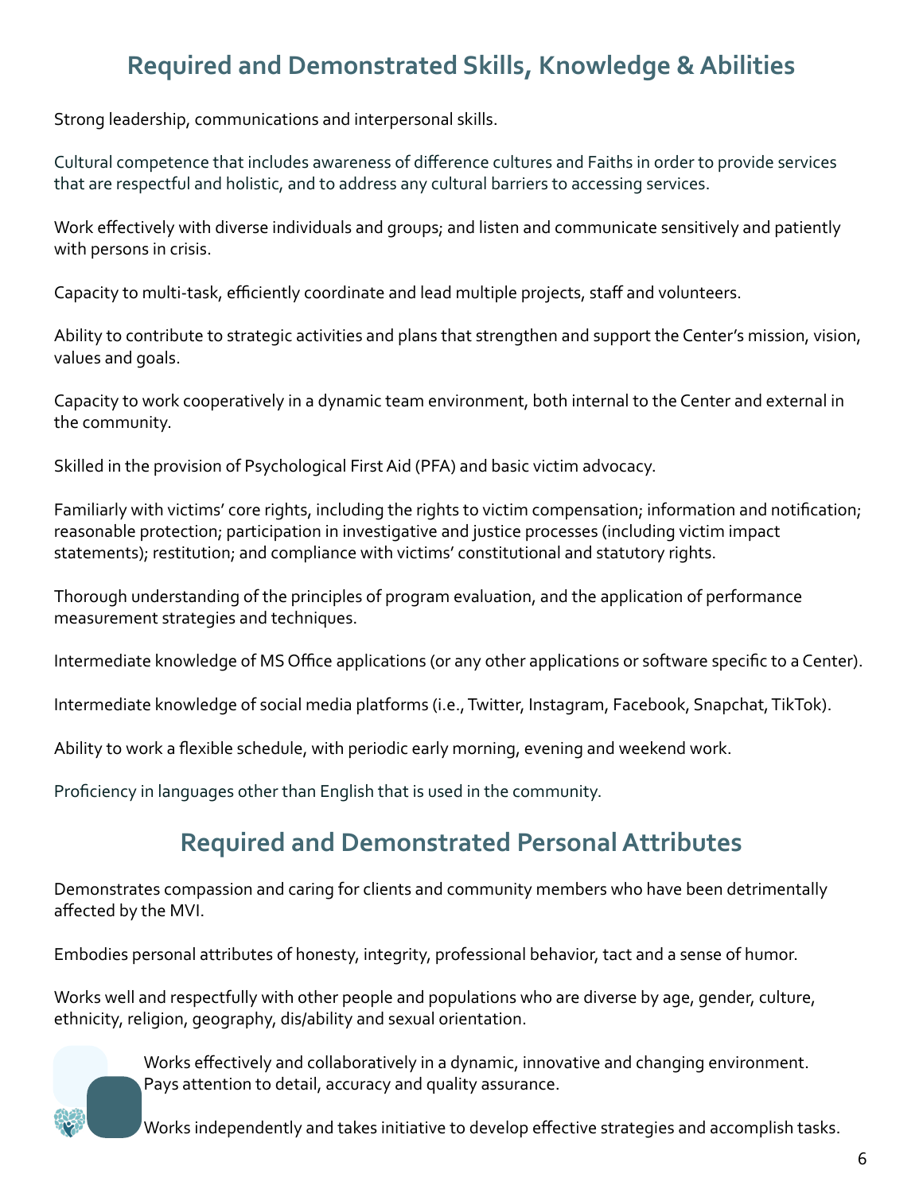## Required and Demonstrated Skills, Knowledge & Abilities

Strong leadership, communications and interpersonal skills.

Cultural competence that includes awareness of difference cultures and Faiths in order to provide services that are respectful and holistic, and to address any cultural barriers to accessing services.

Work effectively with diverse individuals and groups; and listen and communicate sensitively and patiently with persons in crisis.

Capacity to multi-task, efficiently coordinate and lead multiple projects, staff and volunteers.

Ability to contribute to strategic activities and plans that strengthen and support the Center's mission, vision, values and goals.

Capacity to work cooperatively in a dynamic team environment, both internal to the Center and external in the community.

Skilled in the provision of Psychological First Aid (PFA) and basic victim advocacy.

Familiarly with victims' core rights, including the rights to victim compensation; information and notification; reasonable protection; participation in investigative and justice processes (including victim impact statements); restitution; and compliance with victims' constitutional and statutory rights.

Thorough understanding of the principles of program evaluation, and the application of performance measurement strategies and techniques.

Intermediate knowledge of MS Office applications (or any other applications or software specific to a Center).

Intermediate knowledge of social media platforms (i.e., Twitter, Instagram, Facebook, Snapchat, TikTok).

Ability to work a flexible schedule, with periodic early morning, evening and weekend work.

Proficiency in languages other than English that is used in the community.

## Required and Demonstrated Personal Attributes

Demonstrates compassion and caring for clients and community members who have been detrimentally affected by the MVI.

Embodies personal attributes of honesty, integrity, professional behavior, tact and a sense of humor.

Works well and respectfully with other people and populations who are diverse by age, gender, culture, ethnicity, religion, geography, dis/ability and sexual orientation.

Works effectively and collaboratively in a dynamic, innovative and changing environment.
Pays attention to detail, accuracy and quality assurance.

Works independently and takes initiative to develop effective strategies and accomplish tasks.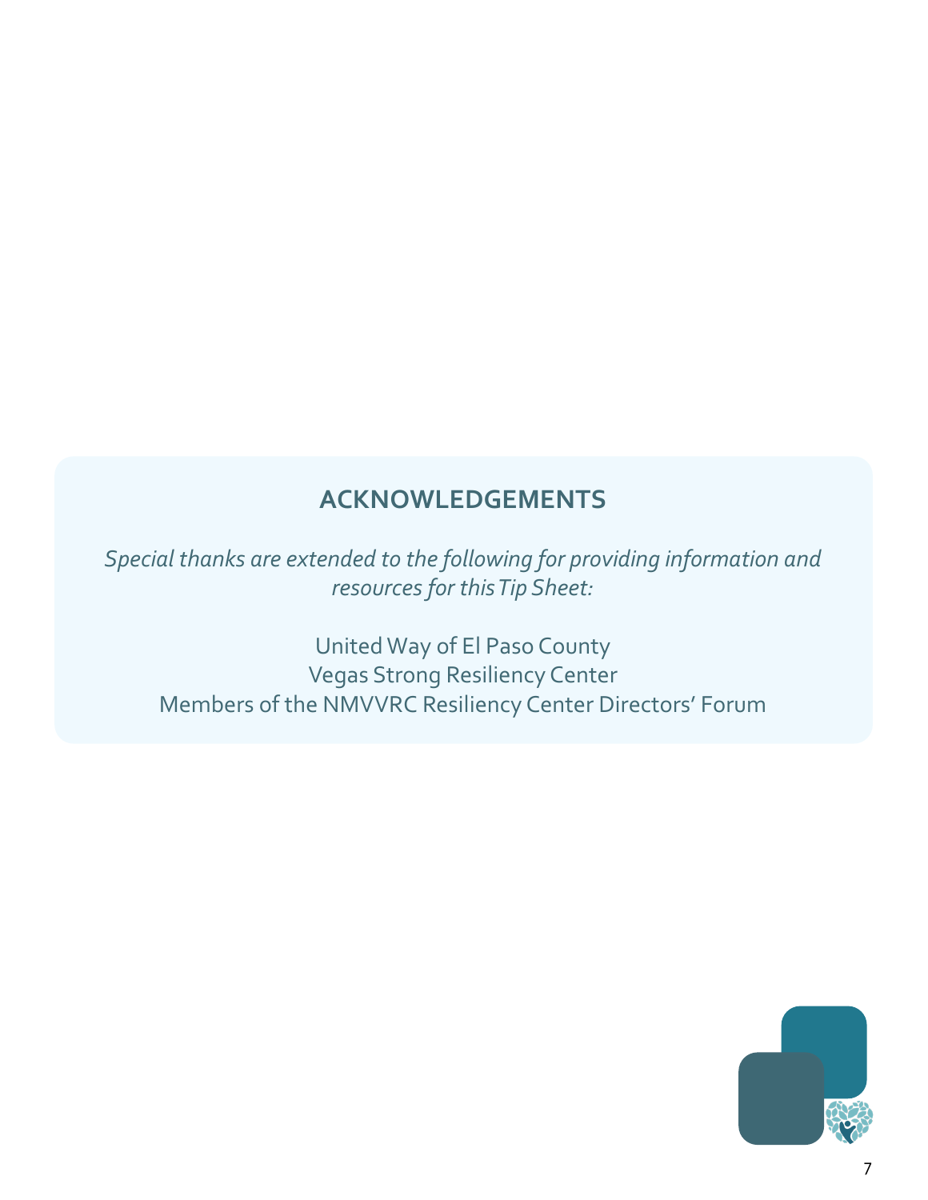## ACKNOWLEDGEMENTS

*Special thanks are extended to the following for providing information and resources for this Tip Sheet:*

United Way of El Paso County
Vegas Strong Resiliency Center
Members of the NMVVRC Resiliency Center Directors' Forum